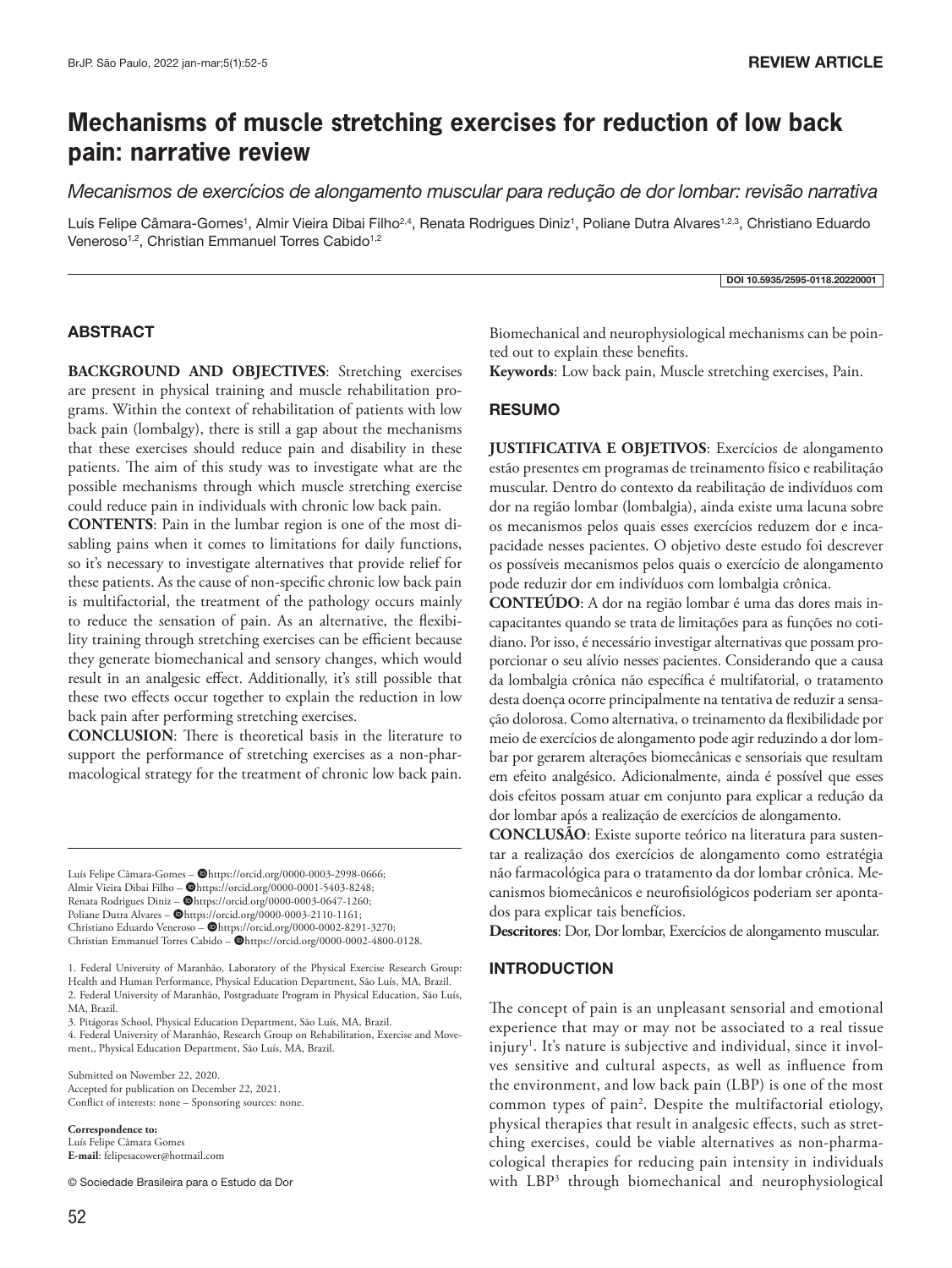REVIEW ARTICLE

# Mechanisms of muscle stretching exercises for reduction of low back pain: narrative review

*Mecanismos de exercícios de alongamento muscular para redução de dor lombar: revisão narrativa*

Luís Felipe Câmara-Gomes[1], Almir Vieira Dibai Filho[2,4], Renata Rodrigues Diniz[1], Poliane Dutra Alvares[1,2,3], Christiano Eduardo Veneroso[1,2], Christian Emmanuel Torres Cabido[1,2]

DOI 10.5935/2595-0118.20220001

## ABSTRACT

**BACKGROUND AND OBJECTIVES**: Stretching exercises are present in physical training and muscle rehabilitation programs. Within the context of rehabilitation of patients with low back pain (lombalgy), there is still a gap about the mechanisms that these exercises should reduce pain and disability in these patients. The aim of this study was to investigate what are the possible mechanisms through which muscle stretching exercise could reduce pain in individuals with chronic low back pain.

**CONTENTS**: Pain in the lumbar region is one of the most disabling pains when it comes to limitations for daily functions, so it's necessary to investigate alternatives that provide relief for these patients. As the cause of non-specific chronic low back pain is multifactorial, the treatment of the pathology occurs mainly to reduce the sensation of pain. As an alternative, the flexibility training through stretching exercises can be efficient because they generate biomechanical and sensory changes, which would result in an analgesic effect. Additionally, it's still possible that these two effects occur together to explain the reduction in low back pain after performing stretching exercises.

**CONCLUSION**: There is theoretical basis in the literature to support the performance of stretching exercises as a non-pharmacological strategy for the treatment of chronic low back pain. Biomechanical and neurophysiological mechanisms can be pointed out to explain these benefits.

**Keywords**: Low back pain, Muscle stretching exercises, Pain.

## RESUMO

**JUSTIFICATIVA E OBJETIVOS**: Exercícios de alongamento estão presentes em programas de treinamento físico e reabilitação muscular. Dentro do contexto da reabilitação de indivíduos com dor na região lombar (lombalgia), ainda existe uma lacuna sobre os mecanismos pelos quais esses exercícios reduzem dor e incapacidade nesses pacientes. O objetivo deste estudo foi descrever os possíveis mecanismos pelos quais o exercício de alongamento pode reduzir dor em indivíduos com lombalgia crônica.

**CONTEÚDO**: A dor na região lombar é uma das dores mais incapacitantes quando se trata de limitações para as funções no cotidiano. Por isso, é necessário investigar alternativas que possam proporcionar o seu alívio nesses pacientes. Considerando que a causa da lombalgia crônica não específica é multifatorial, o tratamento desta doença ocorre principalmente na tentativa de reduzir a sensação dolorosa. Como alternativa, o treinamento da flexibilidade por meio de exercícios de alongamento pode agir reduzindo a dor lombar por gerarem alterações biomecânicas e sensoriais que resultam em efeito analgésico. Adicionalmente, ainda é possível que esses dois efeitos possam atuar em conjunto para explicar a redução da dor lombar após a realização de exercícios de alongamento.

**CONCLUSÃO**: Existe suporte teórico na literatura para sustentar a realização dos exercícios de alongamento como estratégia não farmacológica para o tratamento da dor lombar crônica. Mecanismos biomecânicos e neurofisiológicos poderiam ser apontados para explicar tais benefícios.

**Descritores**: Dor, Dor lombar, Exercícios de alongamento muscular.

## INTRODUCTION

The concept of pain is an unpleasant sensorial and emotional experience that may or may not be associated to a real tissue injury[1]. It's nature is subjective and individual, since it involves sensitive and cultural aspects, as well as influence from the environment, and low back pain (LBP) is one of the most common types of pain[2]. Despite the multifactorial etiology, physical therapies that result in analgesic effects, such as stretching exercises, could be viable alternatives as non-pharmacological therapies for reducing pain intensity in individuals with LBP[3] through biomechanical and neurophysiological

---

Luís Felipe Câmara-Gomes – https://orcid.org/0000-0003-2998-0666;
Almir Vieira Dibai Filho – https://orcid.org/0000-0001-5403-8248;
Renata Rodrigues Diniz – https://orcid.org/0000-0003-0647-1260;
Poliane Dutra Alvares – https://orcid.org/0000-0003-2110-1161;
Christiano Eduardo Veneroso – https://orcid.org/0000-0002-8291-3270;
Christian Emmanuel Torres Cabido – https://orcid.org/0000-0002-4800-0128.

1. Federal University of Maranhão, Laboratory of the Physical Exercise Research Group: Health and Human Performance, Physical Education Department, São Luís, MA, Brazil.
2. Federal University of Maranhão, Postgraduate Program in Physical Education, São Luís, MA, Brazil.
3. Pitágoras School, Physical Education Department, São Luís, MA, Brazil.
4. Federal University of Maranhão, Research Group on Rehabilitation, Exercise and Movement,, Physical Education Department, São Luís, MA, Brazil.

Submitted on November 22, 2020.
Accepted for publication on December 22, 2021.
Conflict of interests: none – Sponsoring sources: none.

**Correspondence to:**
Luís Felipe Câmara Gomes
**E-mail**: felipesacower@hotmail.com

© Sociedade Brasileira para o Estudo da Dor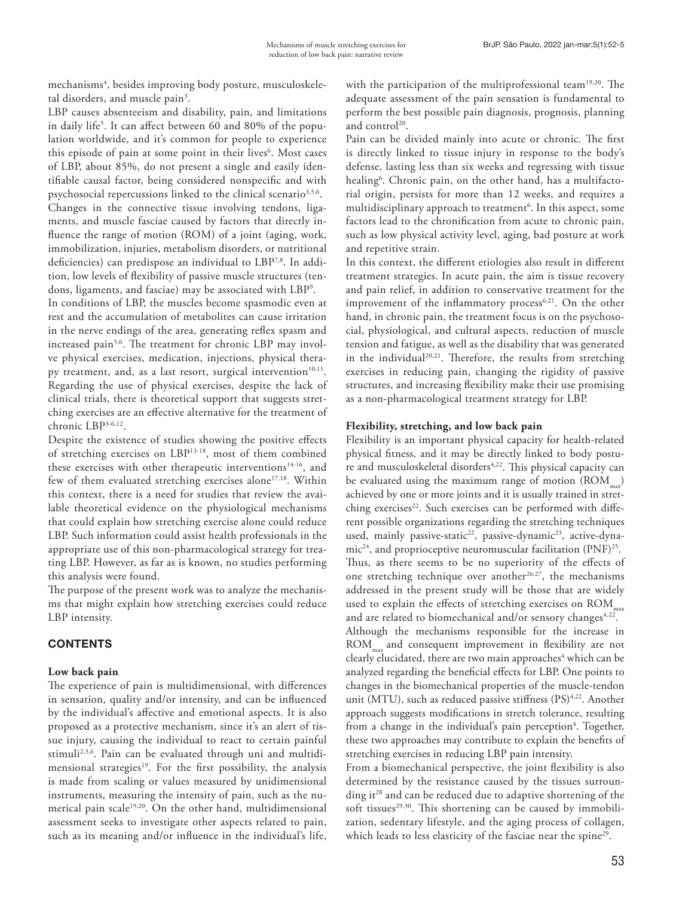mechanisms[4], besides improving body posture, musculoskeletal disorders, and muscle pain[3].

LBP causes absenteeism and disability, pain, and limitations in daily life[5]. It can affect between 60 and 80% of the population worldwide, and it's common for people to experience this episode of pain at some point in their lives[6]. Most cases of LBP, about 85%, do not present a single and easily identifiable causal factor, being considered nonspecific and with psychosocial repercussions linked to the clinical scenario[3,5,6].

Changes in the connective tissue involving tendons, ligaments, and muscle fasciae caused by factors that directly influence the range of motion (ROM) of a joint (aging, work, immobilization, injuries, metabolism disorders, or nutritional deficiencies) can predispose an individual to LBP[7,8]. In addition, low levels of flexibility of passive muscle structures (tendons, ligaments, and fasciae) may be associated with LBP[9].

In conditions of LBP, the muscles become spasmodic even at rest and the accumulation of metabolites can cause irritation in the nerve endings of the area, generating reflex spasm and increased pain[5,6]. The treatment for chronic LBP may involve physical exercises, medication, injections, physical therapy treatment, and, as a last resort, surgical intervention[10,11]. Regarding the use of physical exercises, despite the lack of clinical trials, there is theoretical support that suggests stretching exercises are an effective alternative for the treatment of chronic LBP[3-6,12].

Despite the existence of studies showing the positive effects of stretching exercises on LBP[13-18], most of them combined these exercises with other therapeutic interventions[14-16], and few of them evaluated stretching exercises alone[17,18]. Within this context, there is a need for studies that review the available theoretical evidence on the physiological mechanisms that could explain how stretching exercise alone could reduce LBP. Such information could assist health professionals in the appropriate use of this non-pharmacological strategy for treating LBP. However, as far as is known, no studies performing this analysis were found.

The purpose of the present work was to analyze the mechanisms that might explain how stretching exercises could reduce LBP intensity.

## CONTENTS

### Low back pain

The experience of pain is multidimensional, with differences in sensation, quality and/or intensity, and can be influenced by the individual's affective and emotional aspects. It is also proposed as a protective mechanism, since it's an alert of tissue injury, causing the individual to react to certain painful stimuli[2,3,6]. Pain can be evaluated through uni and multidimensional strategies[19]. For the first possibility, the analysis is made from scaling or values measured by unidimensional instruments, measuring the intensity of pain, such as the numerical pain scale[19,20]. On the other hand, multidimensional assessment seeks to investigate other aspects related to pain, such as its meaning and/or influence in the individual's life, with the participation of the multiprofessional team[19,20]. The adequate assessment of the pain sensation is fundamental to perform the best possible pain diagnosis, prognosis, planning and control[20].

Pain can be divided mainly into acute or chronic. The first is directly linked to tissue injury in response to the body's defense, lasting less than six weeks and regressing with tissue healing[6]. Chronic pain, on the other hand, has a multifactorial origin, persists for more than 12 weeks, and requires a multidisciplinary approach to treatment[6]. In this aspect, some factors lead to the chronification from acute to chronic pain, such as low physical activity level, aging, bad posture at work and repetitive strain.

In this context, the different etiologies also result in different treatment strategies. In acute pain, the aim is tissue recovery and pain relief, in addition to conservative treatment for the improvement of the inflammatory process[6,21]. On the other hand, in chronic pain, the treatment focus is on the psychosocial, physiological, and cultural aspects, reduction of muscle tension and fatigue, as well as the disability that was generated in the individual[20,21]. Therefore, the results from stretching exercises in reducing pain, changing the rigidity of passive structures, and increasing flexibility make their use promising as a non-pharmacological treatment strategy for LBP.

### Flexibility, stretching, and low back pain

Flexibility is an important physical capacity for health-related physical fitness, and it may be directly linked to body posture and musculoskeletal disorders[4,22]. This physical capacity can be evaluated using the maximum range of motion ($ROM_{max}$) achieved by one or more joints and it is usually trained in stretching exercises[22]. Such exercises can be performed with different possible organizations regarding the stretching techniques used, mainly passive-static[22], passive-dynamic[23], active-dynamic[24], and proprioceptive neuromuscular facilitation (PNF)[25].

Thus, as there seems to be no superiority of the effects of one stretching technique over another[26,27], the mechanisms addressed in the present study will be those that are widely used to explain the effects of stretching exercises on $ROM_{max}$ and are related to biomechanical and/or sensory changes[4,22].

Although the mechanisms responsible for the increase in $ROM_{max}$ and consequent improvement in flexibility are not clearly elucidated, there are two main approaches[4] which can be analyzed regarding the beneficial effects for LBP. One points to changes in the biomechanical properties of the muscle-tendon unit (MTU), such as reduced passive stiffness (PS)[4,22]. Another approach suggests modifications in stretch tolerance, resulting from a change in the individual's pain perception[4]. Together, these two approaches may contribute to explain the benefits of stretching exercises in reducing LBP pain intensity.

From a biomechanical perspective, the joint flexibility is also determined by the resistance caused by the tissues surrounding it[28] and can be reduced due to adaptive shortening of the soft tissues[29,30]. This shortening can be caused by immobilization, sedentary lifestyle, and the aging process of collagen, which leads to less elasticity of the fasciae near the spine[29].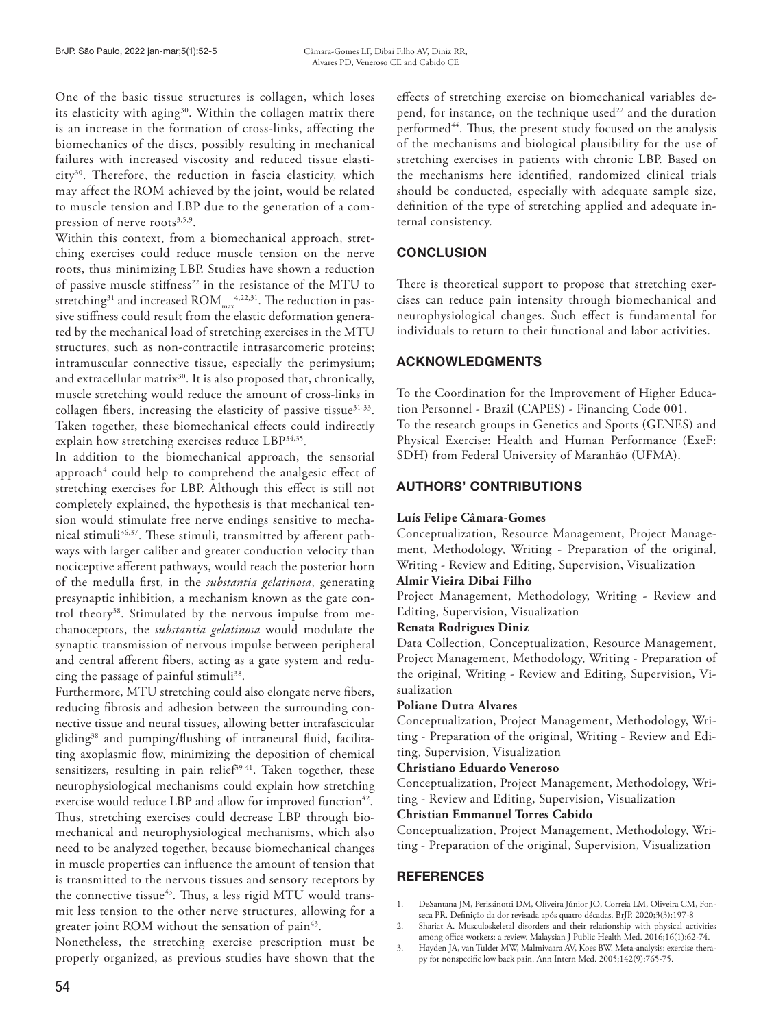One of the basic tissue structures is collagen, which loses its elasticity with aging[30]. Within the collagen matrix there is an increase in the formation of cross-links, affecting the biomechanics of the discs, possibly resulting in mechanical failures with increased viscosity and reduced tissue elasticity[30]. Therefore, the reduction in fascia elasticity, which may affect the ROM achieved by the joint, would be related to muscle tension and LBP due to the generation of a compression of nerve roots[3,5,9].

Within this context, from a biomechanical approach, stretching exercises could reduce muscle tension on the nerve roots, thus minimizing LBP. Studies have shown a reduction of passive muscle stiffness[22] in the resistance of the MTU to stretching[31] and increased $ROM_{max}$[4,22,31]. The reduction in passive stiffness could result from the elastic deformation generated by the mechanical load of stretching exercises in the MTU structures, such as non-contractile intrasarcomeric proteins; intramuscular connective tissue, especially the perimysium; and extracellular matrix[30]. It is also proposed that, chronically, muscle stretching would reduce the amount of cross-links in collagen fibers, increasing the elasticity of passive tissue[31-33]. Taken together, these biomechanical effects could indirectly explain how stretching exercises reduce LBP[34,35].

In addition to the biomechanical approach, the sensorial approach[4] could help to comprehend the analgesic effect of stretching exercises for LBP. Although this effect is still not completely explained, the hypothesis is that mechanical tension would stimulate free nerve endings sensitive to mechanical stimuli[36,37]. These stimuli, transmitted by afferent pathways with larger caliber and greater conduction velocity than nociceptive afferent pathways, would reach the posterior horn of the medulla first, in the *substantia gelatinosa*, generating presynaptic inhibition, a mechanism known as the gate control theory[38]. Stimulated by the nervous impulse from mechanoceptors, the *substantia gelatinosa* would modulate the synaptic transmission of nervous impulse between peripheral and central afferent fibers, acting as a gate system and reducing the passage of painful stimuli[38].

Furthermore, MTU stretching could also elongate nerve fibers, reducing fibrosis and adhesion between the surrounding connective tissue and neural tissues, allowing better intrafascicular gliding[38] and pumping/flushing of intraneural fluid, facilitating axoplasmic flow, minimizing the deposition of chemical sensitizers, resulting in pain relief[39-41]. Taken together, these neurophysiological mechanisms could explain how stretching exercise would reduce LBP and allow for improved function[42].

Thus, stretching exercises could decrease LBP through biomechanical and neurophysiological mechanisms, which also need to be analyzed together, because biomechanical changes in muscle properties can influence the amount of tension that is transmitted to the nervous tissues and sensory receptors by the connective tissue[43]. Thus, a less rigid MTU would transmit less tension to the other nerve structures, allowing for a greater joint ROM without the sensation of pain[43].

Nonetheless, the stretching exercise prescription must be properly organized, as previous studies have shown that the effects of stretching exercise on biomechanical variables depend, for instance, on the technique used[22] and the duration performed[44]. Thus, the present study focused on the analysis of the mechanisms and biological plausibility for the use of stretching exercises in patients with chronic LBP. Based on the mechanisms here identified, randomized clinical trials should be conducted, especially with adequate sample size, definition of the type of stretching applied and adequate internal consistency.

## CONCLUSION

There is theoretical support to propose that stretching exercises can reduce pain intensity through biomechanical and neurophysiological changes. Such effect is fundamental for individuals to return to their functional and labor activities.

## ACKNOWLEDGMENTS

To the Coordination for the Improvement of Higher Education Personnel - Brazil (CAPES) - Financing Code 001.
To the research groups in Genetics and Sports (GENES) and Physical Exercise: Health and Human Performance (ExeF: SDH) from Federal University of Maranhão (UFMA).

## AUTHORS' CONTRIBUTIONS

**Luís Felipe Câmara-Gomes**
Conceptualization, Resource Management, Project Management, Methodology, Writing - Preparation of the original, Writing - Review and Editing, Supervision, Visualization

**Almir Vieira Dibai Filho**
Project Management, Methodology, Writing - Review and Editing, Supervision, Visualization

**Renata Rodrigues Diniz**
Data Collection, Conceptualization, Resource Management, Project Management, Methodology, Writing - Preparation of the original, Writing - Review and Editing, Supervision, Visualization

**Poliane Dutra Alvares**
Conceptualization, Project Management, Methodology, Writing - Preparation of the original, Writing - Review and Editing, Supervision, Visualization

**Christiano Eduardo Veneroso**
Conceptualization, Project Management, Methodology, Writing - Review and Editing, Supervision, Visualization

**Christian Emmanuel Torres Cabido**
Conceptualization, Project Management, Methodology, Writing - Preparation of the original, Supervision, Visualization

## REFERENCES

1. DeSantana JM, Perissinotti DM, Oliveira Júnior JO, Correia LM, Oliveira CM, Fonseca PR. Definição da dor revisada após quatro décadas. BrJP. 2020;3(3):197-8
2. Shariat A. Musculoskeletal disorders and their relationship with physical activities among office workers: a review. Malaysian J Public Health Med. 2016;16(1):62-74.
3. Hayden JA, van Tulder MW, Malmivaara AV, Koes BW. Meta-analysis: exercise therapy for nonspecific low back pain. Ann Intern Med. 2005;142(9):765-75.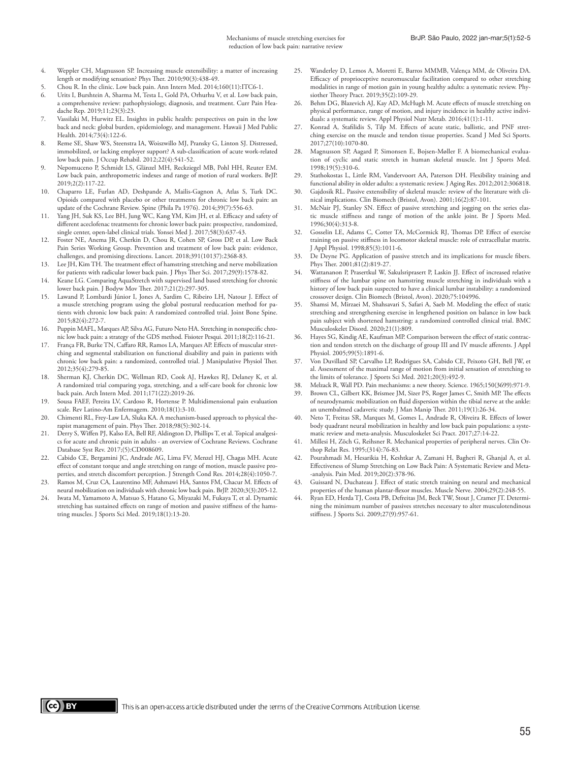4. Weppler CH, Magnusson SP. Increasing muscle extensibility: a matter of increasing length or modifying sensation? Phys Ther. 2010;90(3):438-49.
5. Chou R. In the clinic. Low back pain. Ann Intern Med. 2014;160(11):ITC6-1.
6. Urits I, Burshtein A, Sharma M, Testa L, Gold PA, Orhurhu V, et al. Low back pain, a comprehensive review: pathophysiology, diagnosis, and treatment. Curr Pain Headache Rep. 2019;11;23(3):23.
7. Vassilaki M, Hurwitz EL. Insights in public health: perspectives on pain in the low back and neck: global burden, epidemiology, and management. Hawaii J Med Public Health. 2014;73(4):122-6.
8. Reme SE, Shaw WS, Steenstra IA, Woiszwillo MJ, Pransky G, Linton SJ. Distressed, immobilized, or lacking employer support? A sub-classification of acute work-related low back pain. J Occup Rehabil. 2012;22(4):541-52.
9. Nepomuceno P, Schmidt LS, Glänzel MH, Reckziegel MB, Pohl HH, Reuter EM. Low back pain, anthropometric indexes and range of motion of rural workers. BrJP. 2019;2(2):117-22.
10. Chaparro LE, Furlan AD, Deshpande A, Mailis-Gagnon A, Atlas S, Turk DC. Opioids compared with placebo or other treatments for chronic low back pain: an update of the Cochrane Review. Spine (Phila Pa 1976). 2014;39(7):556-63.
11. Yang JH, Suk KS, Lee BH, Jung WC, Kang YM, Kim JH, et al. Efficacy and safety of different aceclofenac treatments for chronic lower back pain: prospective, randomized, single center, open-label clinical trials. Yonsei Med J. 2017;58(3):637-43.
12. Foster NE, Anema JR, Cherkin D, Chou R, Cohen SP, Gross DP, et al. Low Back Pain Series Working Group. Prevention and treatment of low back pain: evidence, challenges, and promising directions. Lancet. 2018;391(10137):2368-83.
13. Lee JH, Kim TH. The treatment effect of hamstring stretching and nerve mobilization for patients with radicular lower back pain. J Phys Ther Sci. 2017;29(9):1578-82.
14. Keane LG. Comparing AquaStretch with supervised land based stretching for chronic lower back pain. J Bodyw Mov Ther. 2017;21(2):297-305.
15. Lawand P, Lombardi Júnior I, Jones A, Sardim C, Ribeiro LH, Natour J. Effect of a muscle stretching program using the global postural reeducation method for patients with chronic low back pain: A randomized controlled trial. Joint Bone Spine. 2015;82(4):272-7.
16. Puppin MAFL, Marques AP, Silva AG, Futuro Neto HA. Stretching in nonspecific chronic low back pain: a strategy of the GDS method. Fisioter Pesqui. 2011;18(2):116-21.
17. França FR, Burke TN, Caffaro RR, Ramos LA, Marques AP. Effects of muscular stretching and segmental stabilization on functional disability and pain in patients with chronic low back pain: a randomized, controlled trial. J Manipulative Physiol Ther. 2012;35(4):279-85.
18. Sherman KJ, Cherkin DC, Wellman RD, Cook AJ, Hawkes RJ, Delaney K, et al. A randomized trial comparing yoga, stretching, and a self-care book for chronic low back pain. Arch Intern Med. 2011;171(22):2019-26.
19. Sousa FAEF, Pereira LV, Cardoso R, Hortense P. Multidimensional pain evaluation scale. Rev Latino-Am Enfermagem. 2010;18(1):3-10.
20. Chimenti RL, Frey-Law LA, Sluka KA. A mechanism-based approach to physical therapist management of pain. Phys Ther. 2018;98(5):302-14.
21. Derry S, Wiffen PJ, Kalso EA, Bell RF, Aldington D, Phillips T, et al. Topical analgesics for acute and chronic pain in adults - an overview of Cochrane Reviews. Cochrane Database Syst Rev. 2017;(5):CD008609.
22. Cabido CE, Bergamini JC, Andrade AG, Lima FV, Menzel HJ, Chagas MH. Acute effect of constant torque and angle stretching on range of motion, muscle passive properties, and stretch discomfort perception. J Strength Cond Res. 2014;28(4):1050-7.
23. Ramos M, Cruz CA, Laurentino MF, Ashmawi HA, Santos FM, Chacur M. Effects of neural mobilization on individuals with chronic low back pain. BrJP. 2020;3(3):205-12.
24. Iwata M, Yamamoto A, Matsuo S, Hatano G, Miyazaki M, Fukaya T, et al. Dynamic stretching has sustained effects on range of motion and passive stiffness of the hamstring muscles. J Sports Sci Med. 2019;18(1):13-20.
25. Wanderley D, Lemos A, Moretti E, Barros MMMB, Valença MM, de Oliveira DA. Efficacy of proprioceptive neuromuscular facilitation compared to other stretching modalities in range of motion gain in young healthy adults: a systematic review. Physiother Theory Pract. 2019;35(2):109-29.
26. Behm DG, Blazevich AJ, Kay AD, McHugh M. Acute effects of muscle stretching on physical performance, range of motion, and injury incidence in healthy active individuals: a systematic review. Appl Physiol Nutr Metab. 2016;41(1):1-11.
27. Konrad A, Stafilidis S, Tilp M. Effects of acute static, ballistic, and PNF stretching exercise on the muscle and tendon tissue properties. Scand J Med Sci Sports. 2017;27(10):1070-80.
28. Magnusson SP, Aagard P, Simonsen E, Bojsen-Møller F. A biomechanical evaluation of cyclic and static stretch in human skeletal muscle. Int J Sports Med. 1998;19(5):310-6.
29. Stathokostas L, Little RM, Vandervoort AA, Paterson DH. Flexibility training and functional ability in older adults: a systematic review. J Aging Res. 2012;2012:306818.
30. Gajdosik RL. Passive extensibility of skeletal muscle: review of the literature with clinical implications. Clin Biomech (Bristol, Avon). 2001;16(2):87-101.
31. McNair PJ, Stanley SN. Effect of passive stretching and jogging on the series elastic muscle stiffness and range of motion of the ankle joint. Br J Sports Med. 1996;30(4):313-8.
32. Gosselin LE, Adams C, Cotter TA, McCormick RJ, Thomas DP. Effect of exercise training on passive stiffness in locomotor skeletal muscle: role of extracellular matrix. J Appl Physiol. 1998;85(3):1011-6.
33. De Deyne PG. Application of passive stretch and its implications for muscle fibers. Phys Ther. 2001;81(2):819-27.
34. Wattananon P, Prasertkul W, Sakulsriprasert P, Laskin JJ. Effect of increased relative stiffness of the lumbar spine on hamstring muscle stretching in individuals with a history of low back pain suspected to have a clinical lumbar instability: a randomized crossover design. Clin Biomech (Bristol, Avon). 2020;75:104996.
35. Shamsi M, Mirzaei M, Shahsavari S, Safari A, Saeb M. Modeling the effect of static stretching and strengthening exercise in lengthened position on balance in low back pain subject with shortened hamstring: a randomized controlled clinical trial. BMC Musculoskelet Disord. 2020;21(1):809.
36. Hayes SG, Kindig AE, Kaufman MP. Comparison between the effect of static contraction and tendon stretch on the discharge of group III and IV muscle afferents. J Appl Physiol. 2005;99(5):1891-6.
37. Von Duvillard SP, Carvalho LP, Rodrigues SA, Cabido CE, Peixoto GH, Bell JW, et al. Assessment of the maximal range of motion from initial sensation of stretching to the limits of tolerance. J Sports Sci Med. 2021;20(3):492-9.
38. Melzack R, Wall PD. Pain mechanisms: a new theory. Science. 1965;150(3699):971-9.
39. Brown CL, Gilbert KK, Brismee JM, Sizer PS, Roger James C, Smith MP. The effects of neurodynamic mobilization on fluid dispersion within the tibial nerve at the ankle: an unembalmed cadaveric study. J Man Manip Ther. 2011;19(1):26-34.
40. Neto T, Freitas SR, Marques M, Gomes L, Andrade R, Oliveira R. Effects of lower body quadrant neural mobilization in healthy and low back pain populations: a systematic review and meta-analysis. Musculoskelet Sci Pract. 2017;27:14-22.
41. Millesi H, Zöch G, Reihsner R. Mechanical properties of peripheral nerves. Clin Orthop Relat Res. 1995;(314):76-83.
42. Pourahmadi M, Hesarikia H, Keshtkar A, Zamani H, Bagheri R, Ghanjal A, et al. Effectiveness of Slump Stretching on Low Back Pain: A Systematic Review and Meta-analysis. Pain Med. 2019;20(2):378-96.
43. Guissard N, Duchateau J. Effect of static stretch training on neural and mechanical properties of the human plantar-flexor muscles. Muscle Nerve. 2004;29(2):248-55.
44. Ryan ED, Herda TJ, Costa PB, Defreitas JM, Beck TW, Stout J, Cramer JT. Determining the minimum number of passives stretches necessary to alter musculotendinous stiffness. J Sports Sci. 2009;27(9):957-61.

This is an open-access article distributed under the terms of the Creative Commons Attribution License.